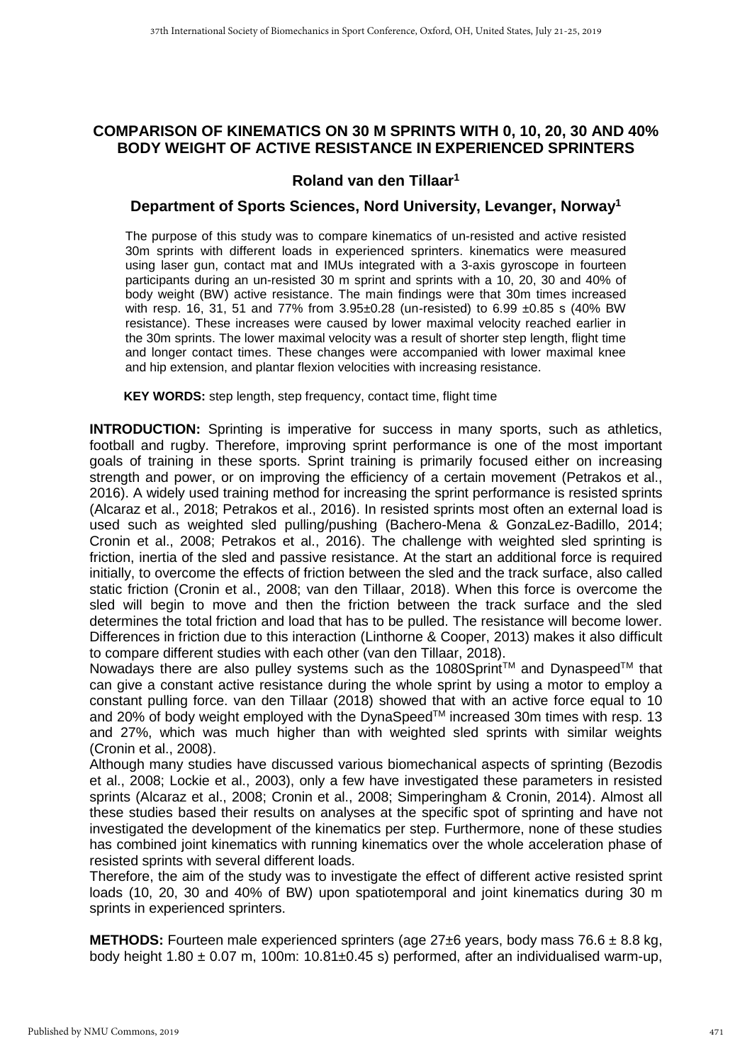# COMPARISON OF KINEMATICS ON 30 M SPRINTS WITH 0, 10, 20, 30 AND 40% BODY WEIGHT OF ACTIVE RESISTANCE IN EXPERIENCED SPRINTERS

## Roland van den Tillaar[1]

### Department of Sports Sciences, Nord University, Levanger, Norway[1]

The purpose of this study was to compare kinematics of un-resisted and active resisted 30m sprints with different loads in experienced sprinters. kinematics were measured using laser gun, contact mat and IMUs integrated with a 3-axis gyroscope in fourteen participants during an un-resisted 30 m sprint and sprints with a 10, 20, 30 and 40% of body weight (BW) active resistance. The main findings were that 30m times increased with resp. 16, 31, 51 and 77% from 3.95±0.28 (un-resisted) to 6.99 ±0.85 s (40% BW resistance). These increases were caused by lower maximal velocity reached earlier in the 30m sprints. The lower maximal velocity was a result of shorter step length, flight time and longer contact times. These changes were accompanied with lower maximal knee and hip extension, and plantar flexion velocities with increasing resistance.

**KEY WORDS:** step length, step frequency, contact time, flight time

**INTRODUCTION:** Sprinting is imperative for success in many sports, such as athletics, football and rugby. Therefore, improving sprint performance is one of the most important goals of training in these sports. Sprint training is primarily focused either on increasing strength and power, or on improving the efficiency of a certain movement (Petrakos et al., 2016). A widely used training method for increasing the sprint performance is resisted sprints (Alcaraz et al., 2018; Petrakos et al., 2016). In resisted sprints most often an external load is used such as weighted sled pulling/pushing (Bachero-Mena & GonzaLez-Badillo, 2014; Cronin et al., 2008; Petrakos et al., 2016). The challenge with weighted sled sprinting is friction, inertia of the sled and passive resistance. At the start an additional force is required initially, to overcome the effects of friction between the sled and the track surface, also called static friction (Cronin et al., 2008; van den Tillaar, 2018). When this force is overcome the sled will begin to move and then the friction between the track surface and the sled determines the total friction and load that has to be pulled. The resistance will become lower. Differences in friction due to this interaction (Linthorne & Cooper, 2013) makes it also difficult to compare different studies with each other (van den Tillaar, 2018).
Nowadays there are also pulley systems such as the 1080Sprint™ and Dynaspeed™ that can give a constant active resistance during the whole sprint by using a motor to employ a constant pulling force. van den Tillaar (2018) showed that with an active force equal to 10 and 20% of body weight employed with the DynaSpeed™ increased 30m times with resp. 13 and 27%, which was much higher than with weighted sled sprints with similar weights (Cronin et al., 2008).
Although many studies have discussed various biomechanical aspects of sprinting (Bezodis et al., 2008; Lockie et al., 2003), only a few have investigated these parameters in resisted sprints (Alcaraz et al., 2008; Cronin et al., 2008; Simperingham & Cronin, 2014). Almost all these studies based their results on analyses at the specific spot of sprinting and have not investigated the development of the kinematics per step. Furthermore, none of these studies has combined joint kinematics with running kinematics over the whole acceleration phase of resisted sprints with several different loads.
Therefore, the aim of the study was to investigate the effect of different active resisted sprint loads (10, 20, 30 and 40% of BW) upon spatiotemporal and joint kinematics during 30 m sprints in experienced sprinters.

**METHODS:** Fourteen male experienced sprinters (age 27±6 years, body mass 76.6 ± 8.8 kg, body height 1.80 ± 0.07 m, 100m: 10.81±0.45 s) performed, after an individualised warm-up,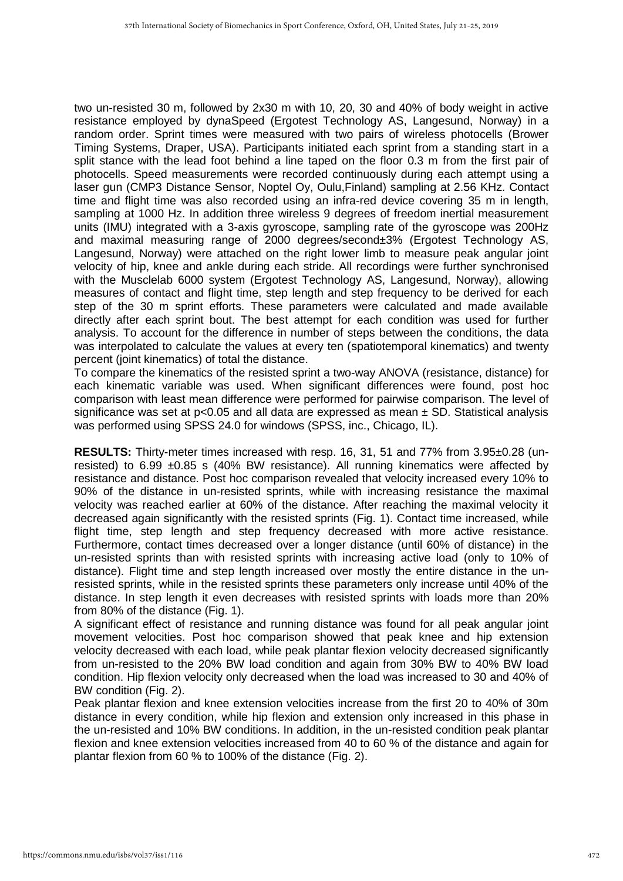two un-resisted 30 m, followed by 2x30 m with 10, 20, 30 and 40% of body weight in active resistance employed by dynaSpeed (Ergotest Technology AS, Langesund, Norway) in a random order. Sprint times were measured with two pairs of wireless photocells (Brower Timing Systems, Draper, USA). Participants initiated each sprint from a standing start in a split stance with the lead foot behind a line taped on the floor 0.3 m from the first pair of photocells. Speed measurements were recorded continuously during each attempt using a laser gun (CMP3 Distance Sensor, Noptel Oy, Oulu,Finland) sampling at 2.56 KHz. Contact time and flight time was also recorded using an infra-red device covering 35 m in length, sampling at 1000 Hz. In addition three wireless 9 degrees of freedom inertial measurement units (IMU) integrated with a 3-axis gyroscope, sampling rate of the gyroscope was 200Hz and maximal measuring range of 2000 degrees/second±3% (Ergotest Technology AS, Langesund, Norway) were attached on the right lower limb to measure peak angular joint velocity of hip, knee and ankle during each stride. All recordings were further synchronised with the Musclelab 6000 system (Ergotest Technology AS, Langesund, Norway), allowing measures of contact and flight time, step length and step frequency to be derived for each step of the 30 m sprint efforts. These parameters were calculated and made available directly after each sprint bout. The best attempt for each condition was used for further analysis. To account for the difference in number of steps between the conditions, the data was interpolated to calculate the values at every ten (spatiotemporal kinematics) and twenty percent (joint kinematics) of total the distance.

To compare the kinematics of the resisted sprint a two-way ANOVA (resistance, distance) for each kinematic variable was used. When significant differences were found, post hoc comparison with least mean difference were performed for pairwise comparison. The level of significance was set at $p<0.05$ and all data are expressed as mean ± SD. Statistical analysis was performed using SPSS 24.0 for windows (SPSS, inc., Chicago, IL).

**RESULTS:** Thirty-meter times increased with resp. 16, 31, 51 and 77% from 3.95±0.28 (un-resisted) to 6.99 ±0.85 s (40% BW resistance). All running kinematics were affected by resistance and distance. Post hoc comparison revealed that velocity increased every 10% to 90% of the distance in un-resisted sprints, while with increasing resistance the maximal velocity was reached earlier at 60% of the distance. After reaching the maximal velocity it decreased again significantly with the resisted sprints (Fig. 1). Contact time increased, while flight time, step length and step frequency decreased with more active resistance. Furthermore, contact times decreased over a longer distance (until 60% of distance) in the un-resisted sprints than with resisted sprints with increasing active load (only to 10% of distance). Flight time and step length increased over mostly the entire distance in the un-resisted sprints, while in the resisted sprints these parameters only increase until 40% of the distance. In step length it even decreases with resisted sprints with loads more than 20% from 80% of the distance (Fig. 1).

A significant effect of resistance and running distance was found for all peak angular joint movement velocities. Post hoc comparison showed that peak knee and hip extension velocity decreased with each load, while peak plantar flexion velocity decreased significantly from un-resisted to the 20% BW load condition and again from 30% BW to 40% BW load condition. Hip flexion velocity only decreased when the load was increased to 30 and 40% of BW condition (Fig. 2).

Peak plantar flexion and knee extension velocities increase from the first 20 to 40% of 30m distance in every condition, while hip flexion and extension only increased in this phase in the un-resisted and 10% BW conditions. In addition, in the un-resisted condition peak plantar flexion and knee extension velocities increased from 40 to 60 % of the distance and again for plantar flexion from 60 % to 100% of the distance (Fig. 2).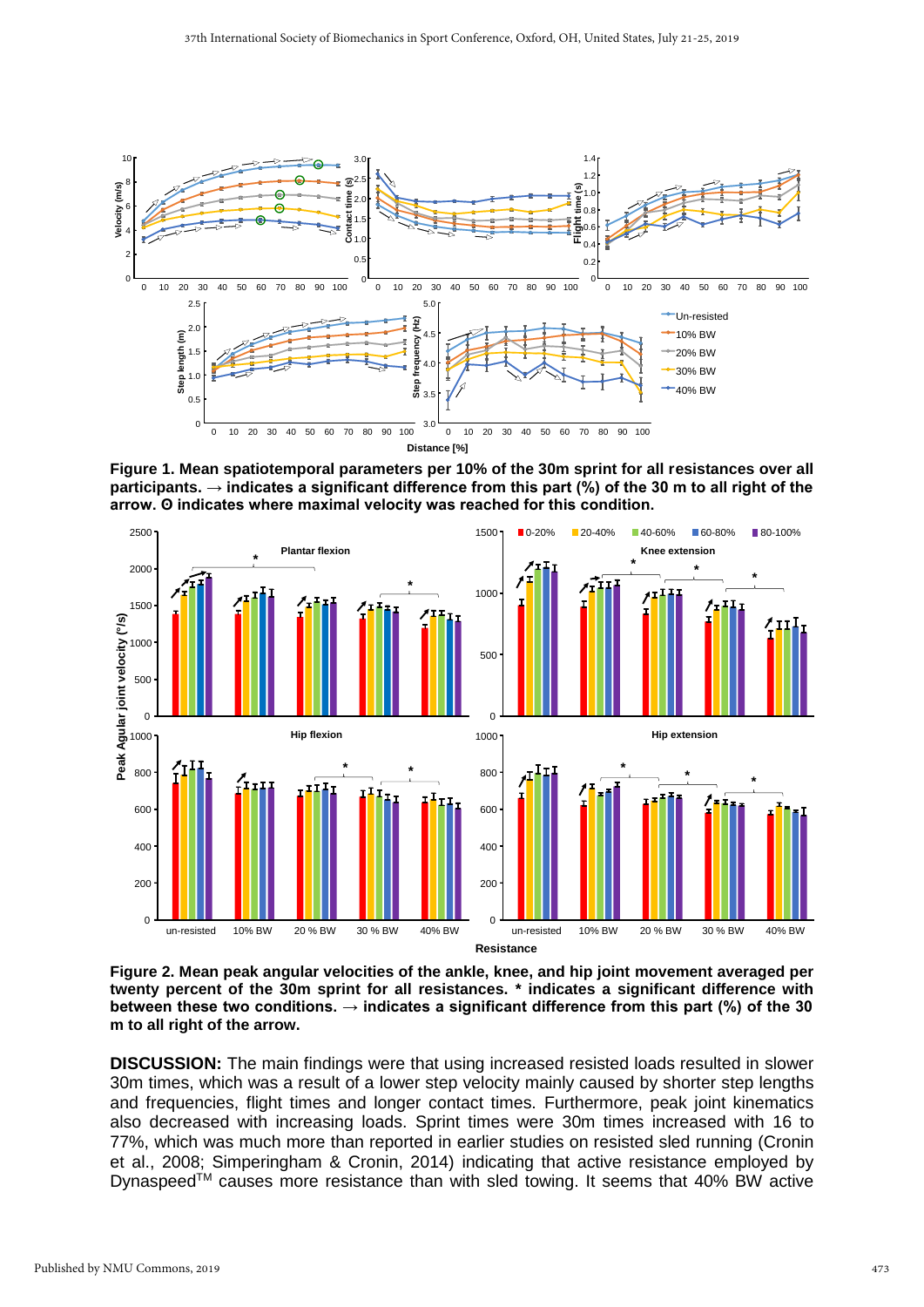**Figure 1. Mean spatiotemporal parameters per 10% of the 30m sprint for all resistances over all participants. → indicates a significant difference from this part (%) of the 30 m to all right of the arrow. ʘ indicates where maximal velocity was reached for this condition.**

**Figure 2. Mean peak angular velocities of the ankle, knee, and hip joint movement averaged per twenty percent of the 30m sprint for all resistances. * indicates a significant difference with between these two conditions. → indicates a significant difference from this part (%) of the 30 m to all right of the arrow.**

**DISCUSSION:** The main findings were that using increased resisted loads resulted in slower 30m times, which was a result of a lower step velocity mainly caused by shorter step lengths and frequencies, flight times and longer contact times. Furthermore, peak joint kinematics also decreased with increasing loads. Sprint times were 30m times increased with 16 to 77%, which was much more than reported in earlier studies on resisted sled running (Cronin et al., 2008; Simperingham & Cronin, 2014) indicating that active resistance employed by Dynaspeed™ causes more resistance than with sled towing. It seems that 40% BW active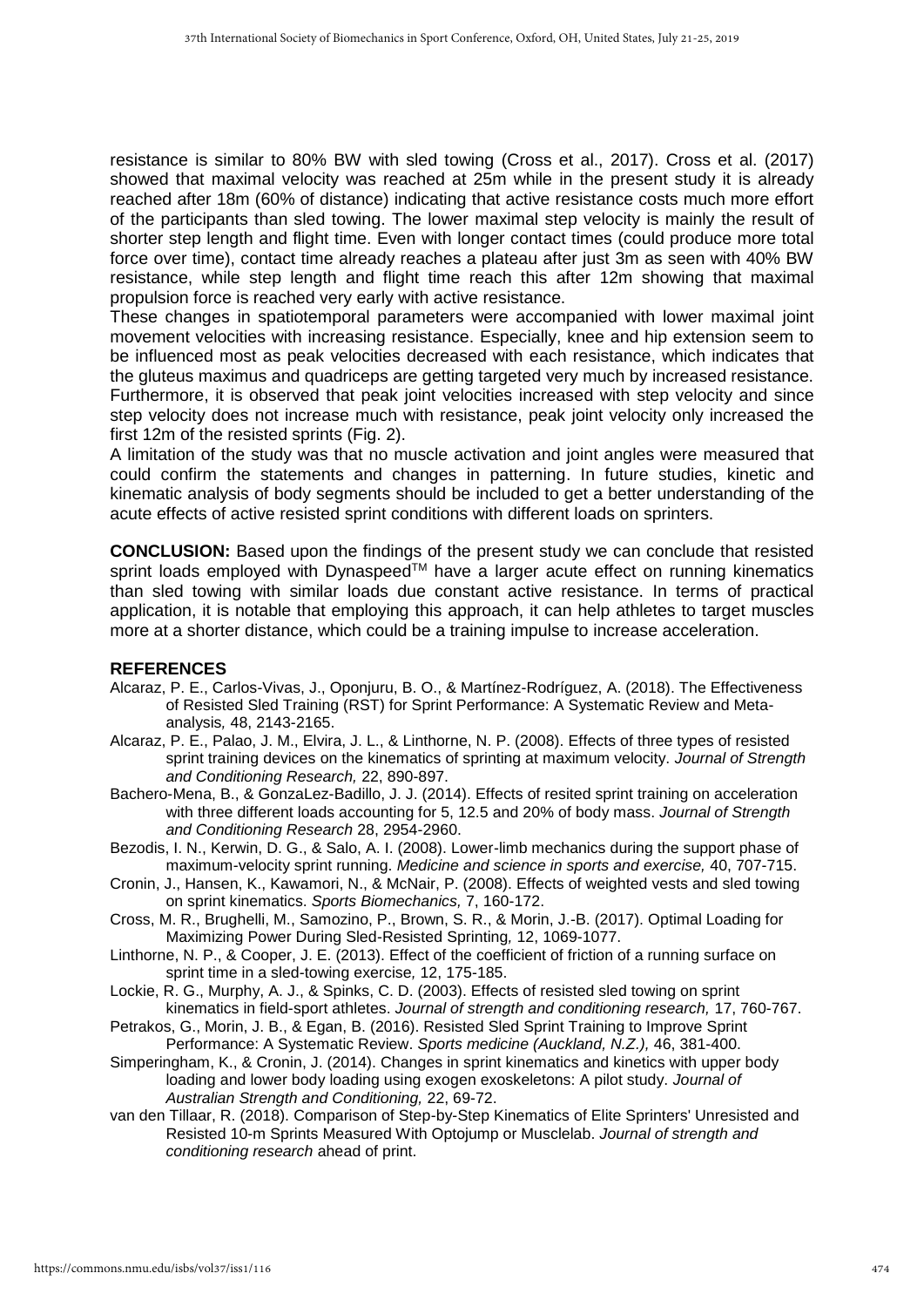resistance is similar to 80% BW with sled towing (Cross et al., 2017). Cross et al. (2017) showed that maximal velocity was reached at 25m while in the present study it is already reached after 18m (60% of distance) indicating that active resistance costs much more effort of the participants than sled towing. The lower maximal step velocity is mainly the result of shorter step length and flight time. Even with longer contact times (could produce more total force over time), contact time already reaches a plateau after just 3m as seen with 40% BW resistance, while step length and flight time reach this after 12m showing that maximal propulsion force is reached very early with active resistance.

These changes in spatiotemporal parameters were accompanied with lower maximal joint movement velocities with increasing resistance. Especially, knee and hip extension seem to be influenced most as peak velocities decreased with each resistance, which indicates that the gluteus maximus and quadriceps are getting targeted very much by increased resistance. Furthermore, it is observed that peak joint velocities increased with step velocity and since step velocity does not increase much with resistance, peak joint velocity only increased the first 12m of the resisted sprints (Fig. 2).

A limitation of the study was that no muscle activation and joint angles were measured that could confirm the statements and changes in patterning. In future studies, kinetic and kinematic analysis of body segments should be included to get a better understanding of the acute effects of active resisted sprint conditions with different loads on sprinters.

**CONCLUSION:** Based upon the findings of the present study we can conclude that resisted sprint loads employed with Dynaspeed$^{TM}$ have a larger acute effect on running kinematics than sled towing with similar loads due constant active resistance. In terms of practical application, it is notable that employing this approach, it can help athletes to target muscles more at a shorter distance, which could be a training impulse to increase acceleration.

## REFERENCES

Alcaraz, P. E., Carlos-Vivas, J., Oponjuru, B. O., & Martínez-Rodríguez, A. (2018). The Effectiveness of Resisted Sled Training (RST) for Sprint Performance: A Systematic Review and Meta-analysis*,* 48, 2143-2165.

Alcaraz, P. E., Palao, J. M., Elvira, J. L., & Linthorne, N. P. (2008). Effects of three types of resisted sprint training devices on the kinematics of sprinting at maximum velocity. *Journal of Strength and Conditioning Research,* 22, 890-897.

Bachero-Mena, B., & GonzaLez-Badillo, J. J. (2014). Effects of resited sprint training on acceleration with three different loads accounting for 5, 12.5 and 20% of body mass. *Journal of Strength and Conditioning Research* 28, 2954-2960.

Bezodis, I. N., Kerwin, D. G., & Salo, A. I. (2008). Lower-limb mechanics during the support phase of maximum-velocity sprint running. *Medicine and science in sports and exercise,* 40, 707-715.

Cronin, J., Hansen, K., Kawamori, N., & McNair, P. (2008). Effects of weighted vests and sled towing on sprint kinematics. *Sports Biomechanics,* 7, 160-172.

Cross, M. R., Brughelli, M., Samozino, P., Brown, S. R., & Morin, J.-B. (2017). Optimal Loading for Maximizing Power During Sled-Resisted Sprinting*,* 12, 1069-1077.

Linthorne, N. P., & Cooper, J. E. (2013). Effect of the coefficient of friction of a running surface on sprint time in a sled-towing exercise*,* 12, 175-185.

Lockie, R. G., Murphy, A. J., & Spinks, C. D. (2003). Effects of resisted sled towing on sprint kinematics in field-sport athletes. *Journal of strength and conditioning research,* 17, 760-767.

Petrakos, G., Morin, J. B., & Egan, B. (2016). Resisted Sled Sprint Training to Improve Sprint Performance: A Systematic Review. *Sports medicine (Auckland, N.Z.),* 46, 381-400.

Simperingham, K., & Cronin, J. (2014). Changes in sprint kinematics and kinetics with upper body loading and lower body loading using exogen exoskeletons: A pilot study. *Journal of Australian Strength and Conditioning,* 22, 69-72.

van den Tillaar, R. (2018). Comparison of Step-by-Step Kinematics of Elite Sprinters' Unresisted and Resisted 10-m Sprints Measured With Optojump or Musclelab. *Journal of strength and conditioning research* ahead of print.